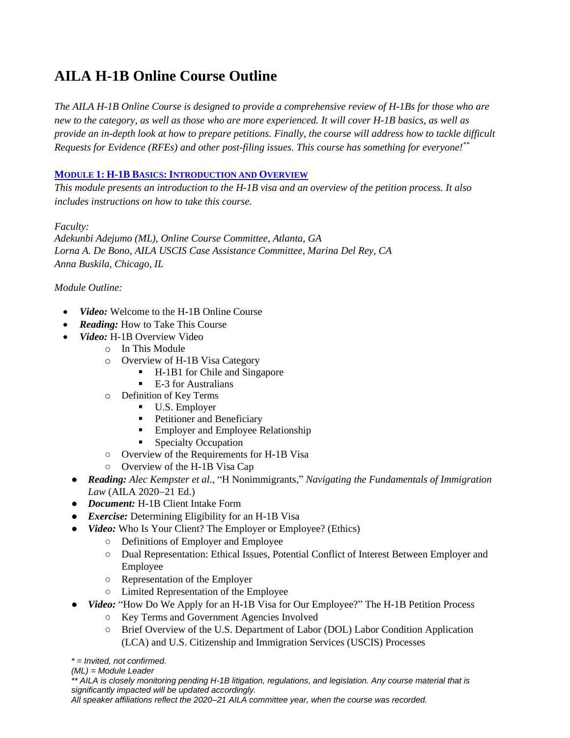# AILA H-1B Online Course Outline

*The AILA H-1B Online Course is designed to provide a comprehensive review of H-1Bs for those who are new to the category, as well as those who are more experienced. It will cover H-1B basics, as well as provide an in-depth look at how to prepare petitions. Finally, the course will address how to tackle difficult Requests for Evidence (RFEs) and other post-filing issues. This course has something for everyone!*[**]

## MODULE 1: H-1B BASICS: INTRODUCTION AND OVERVIEW

*This module presents an introduction to the H-1B visa and an overview of the petition process. It also includes instructions on how to take this course.*

*Faculty:*
*Adekunbi Adejumo (ML), Online Course Committee, Atlanta, GA*
*Lorna A. De Bono, AILA USCIS Case Assistance Committee, Marina Del Rey, CA*
*Anna Buskila, Chicago, IL*

*Module Outline:*

- ***Video:*** Welcome to the H-1B Online Course
- ***Reading:*** How to Take This Course
- ***Video:*** H-1B Overview Video
  - In This Module
  - Overview of H-1B Visa Category
    - H-1B1 for Chile and Singapore
    - E-3 for Australians
  - Definition of Key Terms
    - U.S. Employer
    - Petitioner and Beneficiary
    - Employer and Employee Relationship
    - Specialty Occupation
  - Overview of the Requirements for H-1B Visa
  - Overview of the H-1B Visa Cap
- ***Reading:*** *Alec Kempster et al.*, "H Nonimmigrants," *Navigating the Fundamentals of Immigration Law* (AILA 2020–21 Ed.)
- ***Document:*** H-1B Client Intake Form
- ***Exercise:*** Determining Eligibility for an H-1B Visa
- ***Video:*** Who Is Your Client? The Employer or Employee? (Ethics)
  - Definitions of Employer and Employee
  - Dual Representation: Ethical Issues, Potential Conflict of Interest Between Employer and Employee
  - Representation of the Employer
  - Limited Representation of the Employee
- ***Video:*** "How Do We Apply for an H-1B Visa for Our Employee?" The H-1B Petition Process
  - Key Terms and Government Agencies Involved
  - Brief Overview of the U.S. Department of Labor (DOL) Labor Condition Application (LCA) and U.S. Citizenship and Immigration Services (USCIS) Processes

*\* = Invited, not confirmed.*
*(ML) = Module Leader*
*\*\* AILA is closely monitoring pending H-1B litigation, regulations, and legislation. Any course material that is significantly impacted will be updated accordingly.*
*All speaker affiliations reflect the 2020–21 AILA committee year, when the course was recorded.*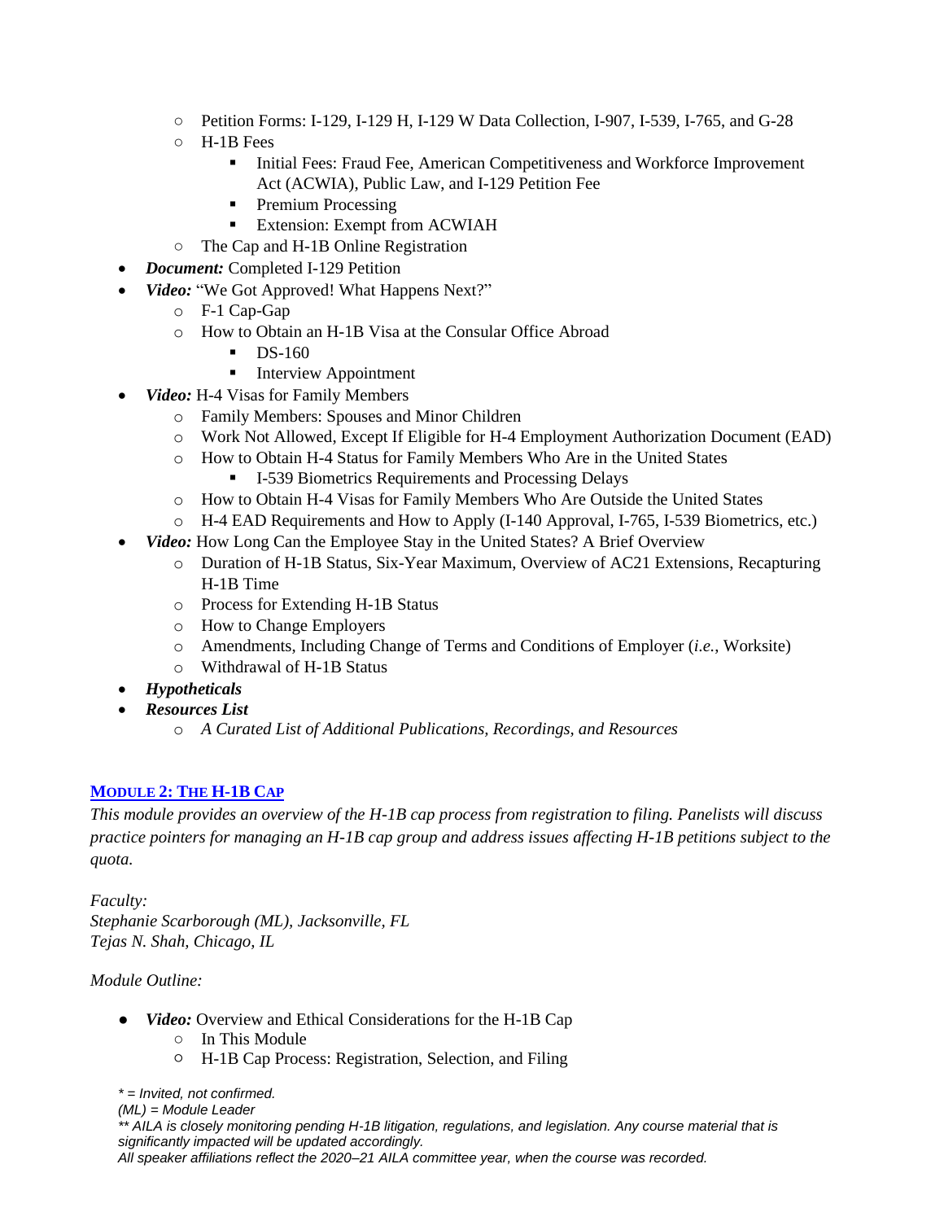- Petition Forms: I-129, I-129 H, I-129 W Data Collection, I-907, I-539, I-765, and G-28
  - H-1B Fees
    - Initial Fees: Fraud Fee, American Competitiveness and Workforce Improvement Act (ACWIA), Public Law, and I-129 Petition Fee
    - Premium Processing
    - Extension: Exempt from ACWIAH
  - The Cap and H-1B Online Registration
- ***Document:*** Completed I-129 Petition
- ***Video:*** "We Got Approved! What Happens Next?"
  - F-1 Cap-Gap
  - How to Obtain an H-1B Visa at the Consular Office Abroad
    - DS-160
    - Interview Appointment
- ***Video:*** H-4 Visas for Family Members
  - Family Members: Spouses and Minor Children
  - Work Not Allowed, Except If Eligible for H-4 Employment Authorization Document (EAD)
  - How to Obtain H-4 Status for Family Members Who Are in the United States
    - I-539 Biometrics Requirements and Processing Delays
  - How to Obtain H-4 Visas for Family Members Who Are Outside the United States
  - H-4 EAD Requirements and How to Apply (I-140 Approval, I-765, I-539 Biometrics, etc.)
- ***Video:*** How Long Can the Employee Stay in the United States? A Brief Overview
  - Duration of H-1B Status, Six-Year Maximum, Overview of AC21 Extensions, Recapturing H-1B Time
  - Process for Extending H-1B Status
  - How to Change Employers
  - Amendments, Including Change of Terms and Conditions of Employer (*i.e.,* Worksite)
  - Withdrawal of H-1B Status
- ***Hypotheticals***
- ***Resources List***
  - *A Curated List of Additional Publications, Recordings, and Resources*

## MODULE 2: THE H-1B CAP

*This module provides an overview of the H-1B cap process from registration to filing. Panelists will discuss practice pointers for managing an H-1B cap group and address issues affecting H-1B petitions subject to the quota.*

*Faculty:*
*Stephanie Scarborough (ML), Jacksonville, FL*
*Tejas N. Shah, Chicago, IL*

*Module Outline:*

- ***Video:*** Overview and Ethical Considerations for the H-1B Cap
  - In This Module
  - H-1B Cap Process: Registration, Selection, and Filing

*\* = Invited, not confirmed.*
*(ML) = Module Leader*
*\*\* AILA is closely monitoring pending H-1B litigation, regulations, and legislation. Any course material that is significantly impacted will be updated accordingly.*
*All speaker affiliations reflect the 2020–21 AILA committee year, when the course was recorded.*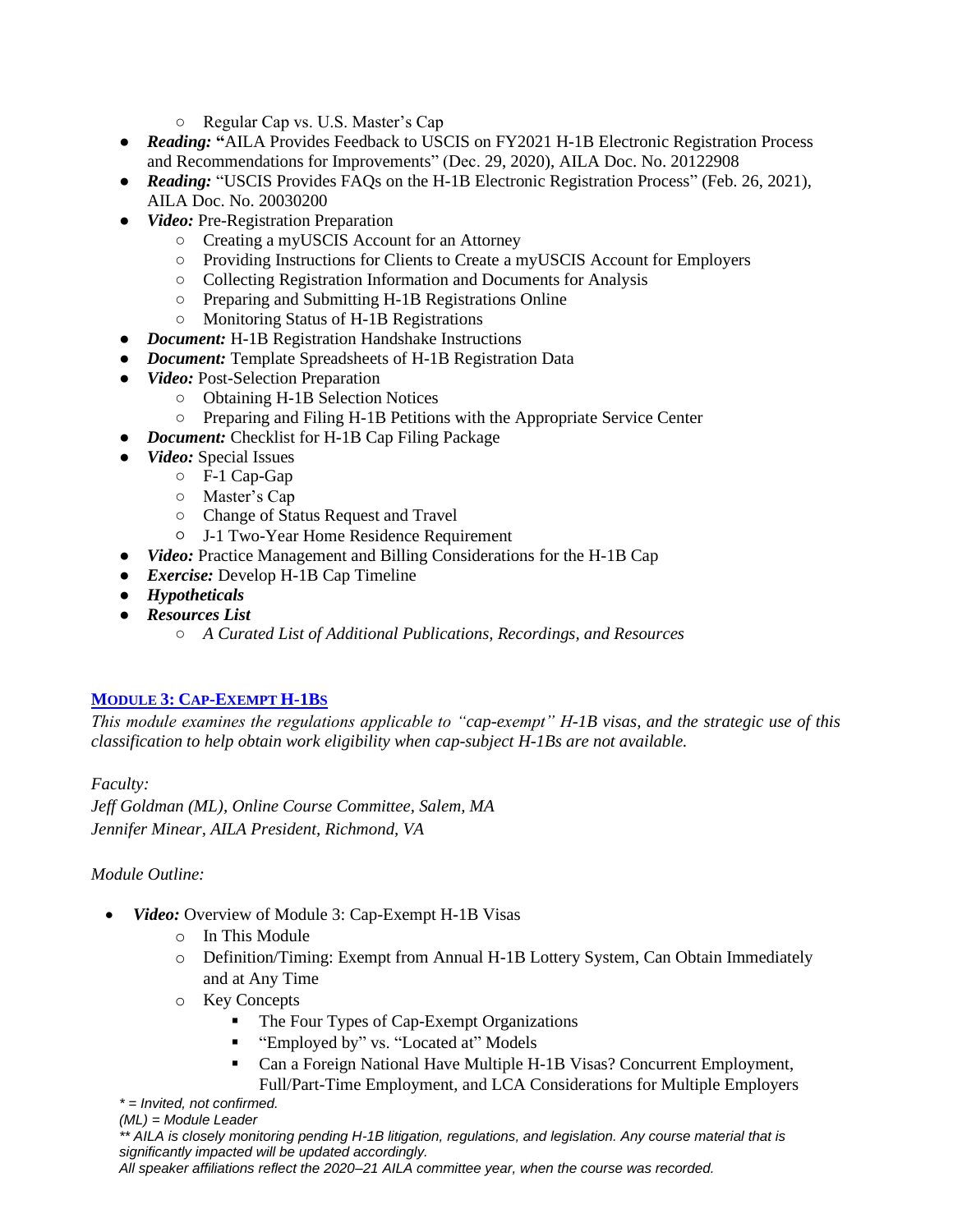- Regular Cap vs. U.S. Master's Cap
- ***Reading:*** "AILA Provides Feedback to USCIS on FY2021 H-1B Electronic Registration Process and Recommendations for Improvements" (Dec. 29, 2020), AILA Doc. No. 20122908
- ***Reading:*** "USCIS Provides FAQs on the H-1B Electronic Registration Process" (Feb. 26, 2021), AILA Doc. No. 20030200
- ***Video:*** Pre-Registration Preparation
  - Creating a myUSCIS Account for an Attorney
  - Providing Instructions for Clients to Create a myUSCIS Account for Employers
  - Collecting Registration Information and Documents for Analysis
  - Preparing and Submitting H-1B Registrations Online
  - Monitoring Status of H-1B Registrations
- ***Document:*** H-1B Registration Handshake Instructions
- ***Document:*** Template Spreadsheets of H-1B Registration Data
- ***Video:*** Post-Selection Preparation
  - Obtaining H-1B Selection Notices
  - Preparing and Filing H-1B Petitions with the Appropriate Service Center
- ***Document:*** Checklist for H-1B Cap Filing Package
- ***Video:*** Special Issues
  - F-1 Cap-Gap
  - Master's Cap
  - Change of Status Request and Travel
  - J-1 Two-Year Home Residence Requirement
- ***Video:*** Practice Management and Billing Considerations for the H-1B Cap
- ***Exercise:*** Develop H-1B Cap Timeline
- ***Hypotheticals***
- ***Resources List***
  - *A Curated List of Additional Publications, Recordings, and Resources*

## MODULE 3: CAP-EXEMPT H-1BS

*This module examines the regulations applicable to "cap-exempt" H-1B visas, and the strategic use of this classification to help obtain work eligibility when cap-subject H-1Bs are not available.*

*Faculty:*
*Jeff Goldman (ML), Online Course Committee, Salem, MA*
*Jennifer Minear, AILA President, Richmond, VA*

*Module Outline:*

- ***Video:*** Overview of Module 3: Cap-Exempt H-1B Visas
  - In This Module
  - Definition/Timing: Exempt from Annual H-1B Lottery System, Can Obtain Immediately and at Any Time
  - Key Concepts
    - The Four Types of Cap-Exempt Organizations
    - "Employed by" vs. "Located at" Models
    - Can a Foreign National Have Multiple H-1B Visas? Concurrent Employment, Full/Part-Time Employment, and LCA Considerations for Multiple Employers

*\* = Invited, not confirmed.*
*(ML) = Module Leader*
*\*\* AILA is closely monitoring pending H-1B litigation, regulations, and legislation. Any course material that is significantly impacted will be updated accordingly.*
*All speaker affiliations reflect the 2020–21 AILA committee year, when the course was recorded.*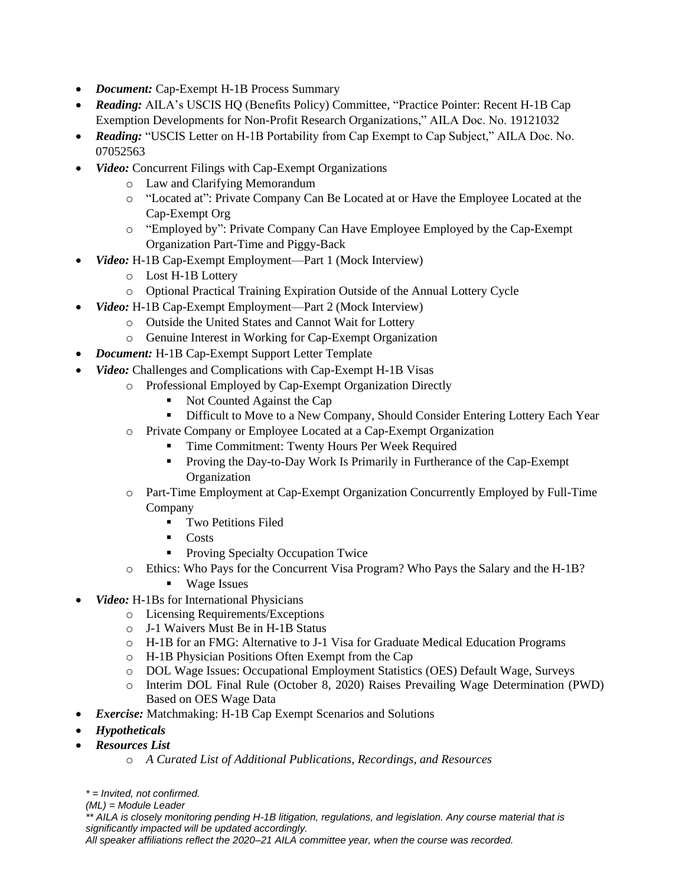- ***Document:*** Cap-Exempt H-1B Process Summary
- ***Reading:*** AILA's USCIS HQ (Benefits Policy) Committee, "Practice Pointer: Recent H-1B Cap Exemption Developments for Non-Profit Research Organizations," AILA Doc. No. 19121032
- ***Reading:*** "USCIS Letter on H-1B Portability from Cap Exempt to Cap Subject," AILA Doc. No. 07052563
- ***Video:*** Concurrent Filings with Cap-Exempt Organizations
    - Law and Clarifying Memorandum
    - "Located at": Private Company Can Be Located at or Have the Employee Located at the Cap-Exempt Org
    - "Employed by": Private Company Can Have Employee Employed by the Cap-Exempt Organization Part-Time and Piggy-Back
- ***Video:*** H-1B Cap-Exempt Employment—Part 1 (Mock Interview)
    - Lost H-1B Lottery
    - Optional Practical Training Expiration Outside of the Annual Lottery Cycle
- ***Video:*** H-1B Cap-Exempt Employment—Part 2 (Mock Interview)
    - Outside the United States and Cannot Wait for Lottery
    - Genuine Interest in Working for Cap-Exempt Organization
- ***Document:*** H-1B Cap-Exempt Support Letter Template
- ***Video:*** Challenges and Complications with Cap-Exempt H-1B Visas
    - Professional Employed by Cap-Exempt Organization Directly
        - Not Counted Against the Cap
        - Difficult to Move to a New Company, Should Consider Entering Lottery Each Year
    - Private Company or Employee Located at a Cap-Exempt Organization
        - Time Commitment: Twenty Hours Per Week Required
        - Proving the Day-to-Day Work Is Primarily in Furtherance of the Cap-Exempt Organization
    - Part-Time Employment at Cap-Exempt Organization Concurrently Employed by Full-Time Company
        - Two Petitions Filed
        - Costs
        - Proving Specialty Occupation Twice
    - Ethics: Who Pays for the Concurrent Visa Program? Who Pays the Salary and the H-1B?
        - Wage Issues
- ***Video:*** H-1Bs for International Physicians
    - Licensing Requirements/Exceptions
    - J-1 Waivers Must Be in H-1B Status
    - H-1B for an FMG: Alternative to J-1 Visa for Graduate Medical Education Programs
    - H-1B Physician Positions Often Exempt from the Cap
    - DOL Wage Issues: Occupational Employment Statistics (OES) Default Wage, Surveys
    - Interim DOL Final Rule (October 8, 2020) Raises Prevailing Wage Determination (PWD) Based on OES Wage Data
- ***Exercise:*** Matchmaking: H-1B Cap Exempt Scenarios and Solutions
- ***Hypotheticals***
- ***Resources List***
    - *A Curated List of Additional Publications, Recordings, and Resources*

*\* = Invited, not confirmed.*
*(ML) = Module Leader*
*\*\* AILA is closely monitoring pending H-1B litigation, regulations, and legislation. Any course material that is significantly impacted will be updated accordingly.*
*All speaker affiliations reflect the 2020–21 AILA committee year, when the course was recorded.*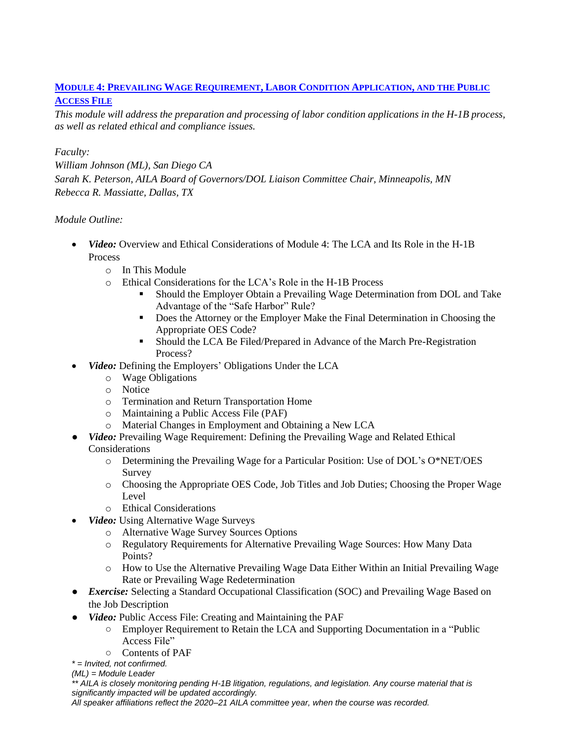## [MODULE 4: PREVAILING WAGE REQUIREMENT, LABOR CONDITION APPLICATION, AND THE PUBLIC ACCESS FILE]()

*This module will address the preparation and processing of labor condition applications in the H-1B process, as well as related ethical and compliance issues.*

*Faculty:*
*William Johnson (ML), San Diego CA*
*Sarah K. Peterson, AILA Board of Governors/DOL Liaison Committee Chair, Minneapolis, MN*
*Rebecca R. Massiatte, Dallas, TX*

*Module Outline:*

- ***Video:*** Overview and Ethical Considerations of Module 4: The LCA and Its Role in the H-1B Process
  - In This Module
  - Ethical Considerations for the LCA's Role in the H-1B Process
    - Should the Employer Obtain a Prevailing Wage Determination from DOL and Take Advantage of the "Safe Harbor" Rule?
    - Does the Attorney or the Employer Make the Final Determination in Choosing the Appropriate OES Code?
    - Should the LCA Be Filed/Prepared in Advance of the March Pre-Registration Process?
- ***Video:*** Defining the Employers' Obligations Under the LCA
  - Wage Obligations
  - Notice
  - Termination and Return Transportation Home
  - Maintaining a Public Access File (PAF)
  - Material Changes in Employment and Obtaining a New LCA
- ***Video:*** Prevailing Wage Requirement: Defining the Prevailing Wage and Related Ethical Considerations
  - Determining the Prevailing Wage for a Particular Position: Use of DOL's O*NET/OES Survey
  - Choosing the Appropriate OES Code, Job Titles and Job Duties; Choosing the Proper Wage Level
  - Ethical Considerations
- ***Video:*** Using Alternative Wage Surveys
  - Alternative Wage Survey Sources Options
  - Regulatory Requirements for Alternative Prevailing Wage Sources: How Many Data Points?
  - How to Use the Alternative Prevailing Wage Data Either Within an Initial Prevailing Wage Rate or Prevailing Wage Redetermination
- ***Exercise:*** Selecting a Standard Occupational Classification (SOC) and Prevailing Wage Based on the Job Description
- ***Video:*** Public Access File: Creating and Maintaining the PAF
  - Employer Requirement to Retain the LCA and Supporting Documentation in a "Public Access File"
  - Contents of PAF

*\* = Invited, not confirmed.*
*(ML) = Module Leader*
*\*\* AILA is closely monitoring pending H-1B litigation, regulations, and legislation. Any course material that is significantly impacted will be updated accordingly.*
*All speaker affiliations reflect the 2020–21 AILA committee year, when the course was recorded.*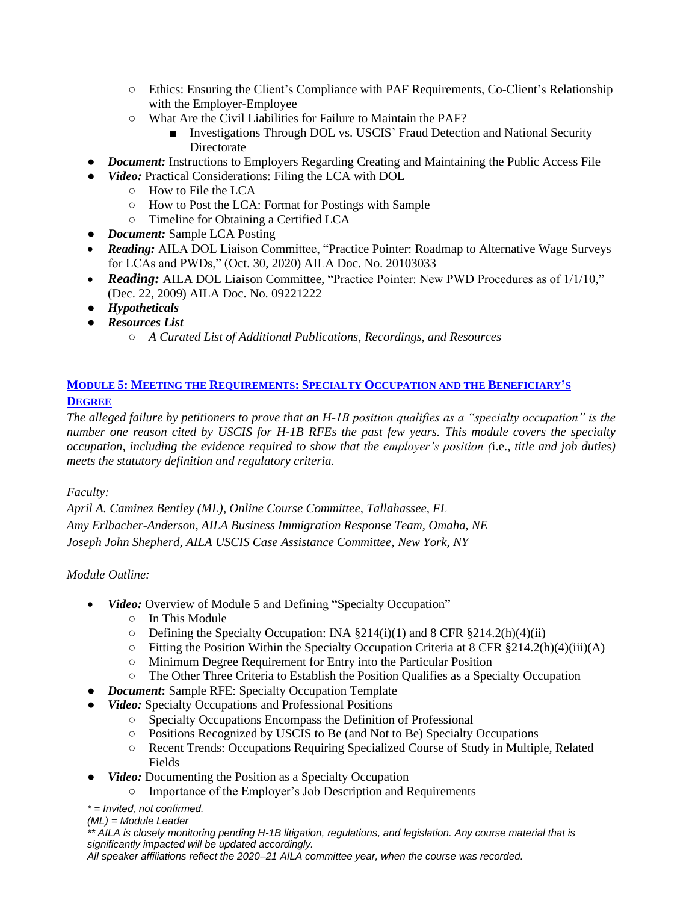- Ethics: Ensuring the Client's Compliance with PAF Requirements, Co-Client's Relationship with the Employer-Employee
  - What Are the Civil Liabilities for Failure to Maintain the PAF?
    - Investigations Through DOL vs. USCIS' Fraud Detection and National Security Directorate
- ***Document:*** Instructions to Employers Regarding Creating and Maintaining the Public Access File
- ***Video:*** Practical Considerations: Filing the LCA with DOL
  - How to File the LCA
  - How to Post the LCA: Format for Postings with Sample
  - Timeline for Obtaining a Certified LCA
- ***Document:*** Sample LCA Posting
- ***Reading:*** AILA DOL Liaison Committee, "Practice Pointer: Roadmap to Alternative Wage Surveys for LCAs and PWDs," (Oct. 30, 2020) AILA Doc. No. 20103033
- ***Reading:*** AILA DOL Liaison Committee, "Practice Pointer: New PWD Procedures as of 1/1/10," (Dec. 22, 2009) AILA Doc. No. 09221222
- ***Hypotheticals***
- ***Resources List***
  - *A Curated List of Additional Publications, Recordings, and Resources*

## MODULE 5: MEETING THE REQUIREMENTS: SPECIALTY OCCUPATION AND THE BENEFICIARY'S DEGREE

*The alleged failure by petitioners to prove that an H-1B position qualifies as a "specialty occupation" is the number one reason cited by USCIS for H-1B RFEs the past few years. This module covers the specialty occupation, including the evidence required to show that the employer's position (*i.e.*, title and job duties) meets the statutory definition and regulatory criteria.*

*Faculty:*
*April A. Caminez Bentley (ML), Online Course Committee, Tallahassee, FL*
*Amy Erlbacher-Anderson, AILA Business Immigration Response Team, Omaha, NE*
*Joseph John Shepherd, AILA USCIS Case Assistance Committee, New York, NY*

*Module Outline:*

- ***Video:*** Overview of Module 5 and Defining "Specialty Occupation"
  - In This Module
  - Defining the Specialty Occupation: INA §214(i)(1) and 8 CFR §214.2(h)(4)(ii)
  - Fitting the Position Within the Specialty Occupation Criteria at 8 CFR §214.2(h)(4)(iii)(A)
  - Minimum Degree Requirement for Entry into the Particular Position
  - The Other Three Criteria to Establish the Position Qualifies as a Specialty Occupation
- ***Document:*** Sample RFE: Specialty Occupation Template
- ***Video:*** Specialty Occupations and Professional Positions
  - Specialty Occupations Encompass the Definition of Professional
  - Positions Recognized by USCIS to Be (and Not to Be) Specialty Occupations
  - Recent Trends: Occupations Requiring Specialized Course of Study in Multiple, Related Fields
- ***Video:*** Documenting the Position as a Specialty Occupation
  - Importance of the Employer's Job Description and Requirements

*\* = Invited, not confirmed.*
*(ML) = Module Leader*
*\*\* AILA is closely monitoring pending H-1B litigation, regulations, and legislation. Any course material that is significantly impacted will be updated accordingly.*
*All speaker affiliations reflect the 2020–21 AILA committee year, when the course was recorded.*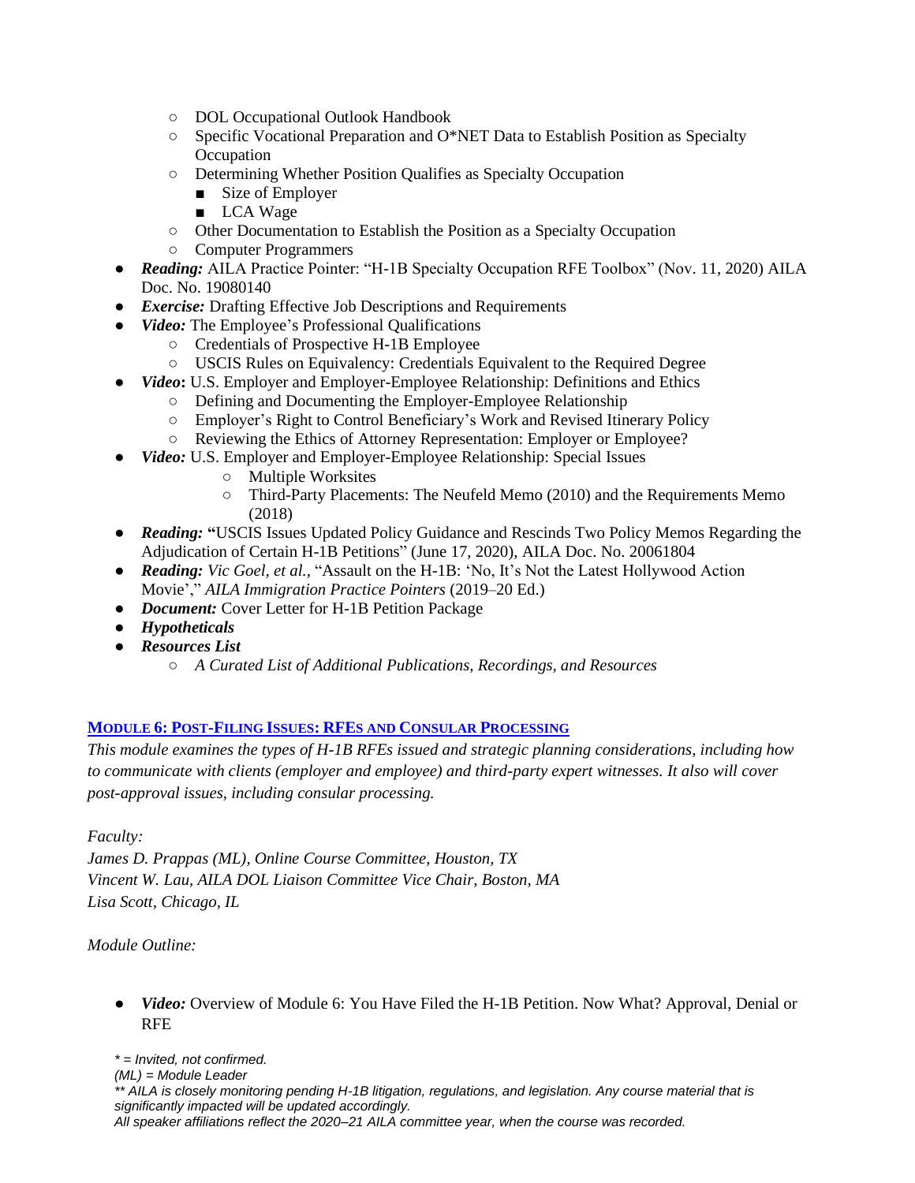- DOL Occupational Outlook Handbook
    - Specific Vocational Preparation and O*NET Data to Establish Position as Specialty Occupation
    - Determining Whether Position Qualifies as Specialty Occupation
        - Size of Employer
        - LCA Wage
    - Other Documentation to Establish the Position as a Specialty Occupation
    - Computer Programmers
- ***Reading:*** AILA Practice Pointer: "H-1B Specialty Occupation RFE Toolbox" (Nov. 11, 2020) AILA Doc. No. 19080140
- ***Exercise:*** Drafting Effective Job Descriptions and Requirements
- ***Video:*** The Employee's Professional Qualifications
    - Credentials of Prospective H-1B Employee
    - USCIS Rules on Equivalency: Credentials Equivalent to the Required Degree
- ***Video*****:** U.S. Employer and Employer-Employee Relationship: Definitions and Ethics
    - Defining and Documenting the Employer-Employee Relationship
    - Employer's Right to Control Beneficiary's Work and Revised Itinerary Policy
    - Reviewing the Ethics of Attorney Representation: Employer or Employee?
- ***Video:*** U.S. Employer and Employer-Employee Relationship: Special Issues
    - Multiple Worksites
    - Third-Party Placements: The Neufeld Memo (2010) and the Requirements Memo (2018)
- ***Reading:*** **"**USCIS Issues Updated Policy Guidance and Rescinds Two Policy Memos Regarding the Adjudication of Certain H-1B Petitions" (June 17, 2020), AILA Doc. No. 20061804
- ***Reading:*** *Vic Goel, et al.*, "Assault on the H-1B: 'No, It's Not the Latest Hollywood Action Movie'," *AILA Immigration Practice Pointers* (2019–20 Ed.)
- ***Document:*** Cover Letter for H-1B Petition Package
- ***Hypotheticals***
- ***Resources List***
    - *A Curated List of Additional Publications, Recordings, and Resources*

## MODULE 6: POST-FILING ISSUES: RFES AND CONSULAR PROCESSING

*This module examines the types of H-1B RFEs issued and strategic planning considerations, including how to communicate with clients (employer and employee) and third-party expert witnesses. It also will cover post-approval issues, including consular processing.*

*Faculty:*
*James D. Prappas (ML), Online Course Committee, Houston, TX*
*Vincent W. Lau, AILA DOL Liaison Committee Vice Chair, Boston, MA*
*Lisa Scott, Chicago, IL*

*Module Outline:*

- ***Video:*** Overview of Module 6: You Have Filed the H-1B Petition. Now What? Approval, Denial or RFE

*\* = Invited, not confirmed.*
*(ML) = Module Leader*
*\*\* AILA is closely monitoring pending H-1B litigation, regulations, and legislation. Any course material that is significantly impacted will be updated accordingly.*
*All speaker affiliations reflect the 2020–21 AILA committee year, when the course was recorded.*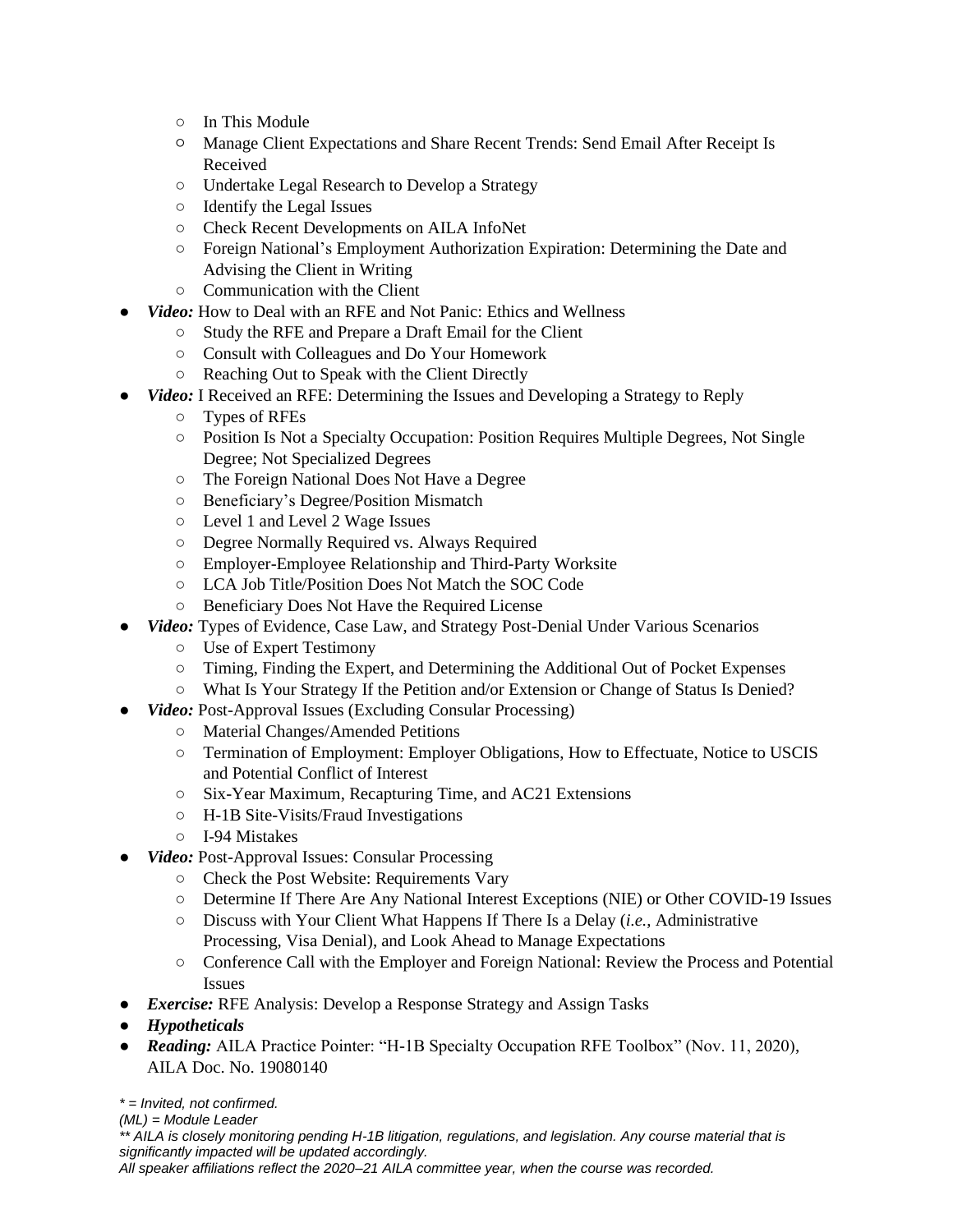- In This Module
    - Manage Client Expectations and Share Recent Trends: Send Email After Receipt Is Received
    - Undertake Legal Research to Develop a Strategy
    - Identify the Legal Issues
    - Check Recent Developments on AILA InfoNet
    - Foreign National's Employment Authorization Expiration: Determining the Date and Advising the Client in Writing
    - Communication with the Client
- ***Video:*** How to Deal with an RFE and Not Panic: Ethics and Wellness
    - Study the RFE and Prepare a Draft Email for the Client
    - Consult with Colleagues and Do Your Homework
    - Reaching Out to Speak with the Client Directly
- ***Video:*** I Received an RFE: Determining the Issues and Developing a Strategy to Reply
    - Types of RFEs
    - Position Is Not a Specialty Occupation: Position Requires Multiple Degrees, Not Single Degree; Not Specialized Degrees
    - The Foreign National Does Not Have a Degree
    - Beneficiary's Degree/Position Mismatch
    - Level 1 and Level 2 Wage Issues
    - Degree Normally Required vs. Always Required
    - Employer-Employee Relationship and Third-Party Worksite
    - LCA Job Title/Position Does Not Match the SOC Code
    - Beneficiary Does Not Have the Required License
- ***Video:*** Types of Evidence, Case Law, and Strategy Post-Denial Under Various Scenarios
    - Use of Expert Testimony
    - Timing, Finding the Expert, and Determining the Additional Out of Pocket Expenses
    - What Is Your Strategy If the Petition and/or Extension or Change of Status Is Denied?
- ***Video:*** Post-Approval Issues (Excluding Consular Processing)
    - Material Changes/Amended Petitions
    - Termination of Employment: Employer Obligations, How to Effectuate, Notice to USCIS and Potential Conflict of Interest
    - Six-Year Maximum, Recapturing Time, and AC21 Extensions
    - H-1B Site-Visits/Fraud Investigations
    - I-94 Mistakes
- ***Video:*** Post-Approval Issues: Consular Processing
    - Check the Post Website: Requirements Vary
    - Determine If There Are Any National Interest Exceptions (NIE) or Other COVID-19 Issues
    - Discuss with Your Client What Happens If There Is a Delay (*i.e.*, Administrative Processing, Visa Denial), and Look Ahead to Manage Expectations
    - Conference Call with the Employer and Foreign National: Review the Process and Potential Issues
- ***Exercise:*** RFE Analysis: Develop a Response Strategy and Assign Tasks
- ***Hypotheticals***
- ***Reading:*** AILA Practice Pointer: "H-1B Specialty Occupation RFE Toolbox" (Nov. 11, 2020), AILA Doc. No. 19080140

*\* = Invited, not confirmed.*
*(ML) = Module Leader*
*\*\* AILA is closely monitoring pending H-1B litigation, regulations, and legislation. Any course material that is significantly impacted will be updated accordingly.*
*All speaker affiliations reflect the 2020–21 AILA committee year, when the course was recorded.*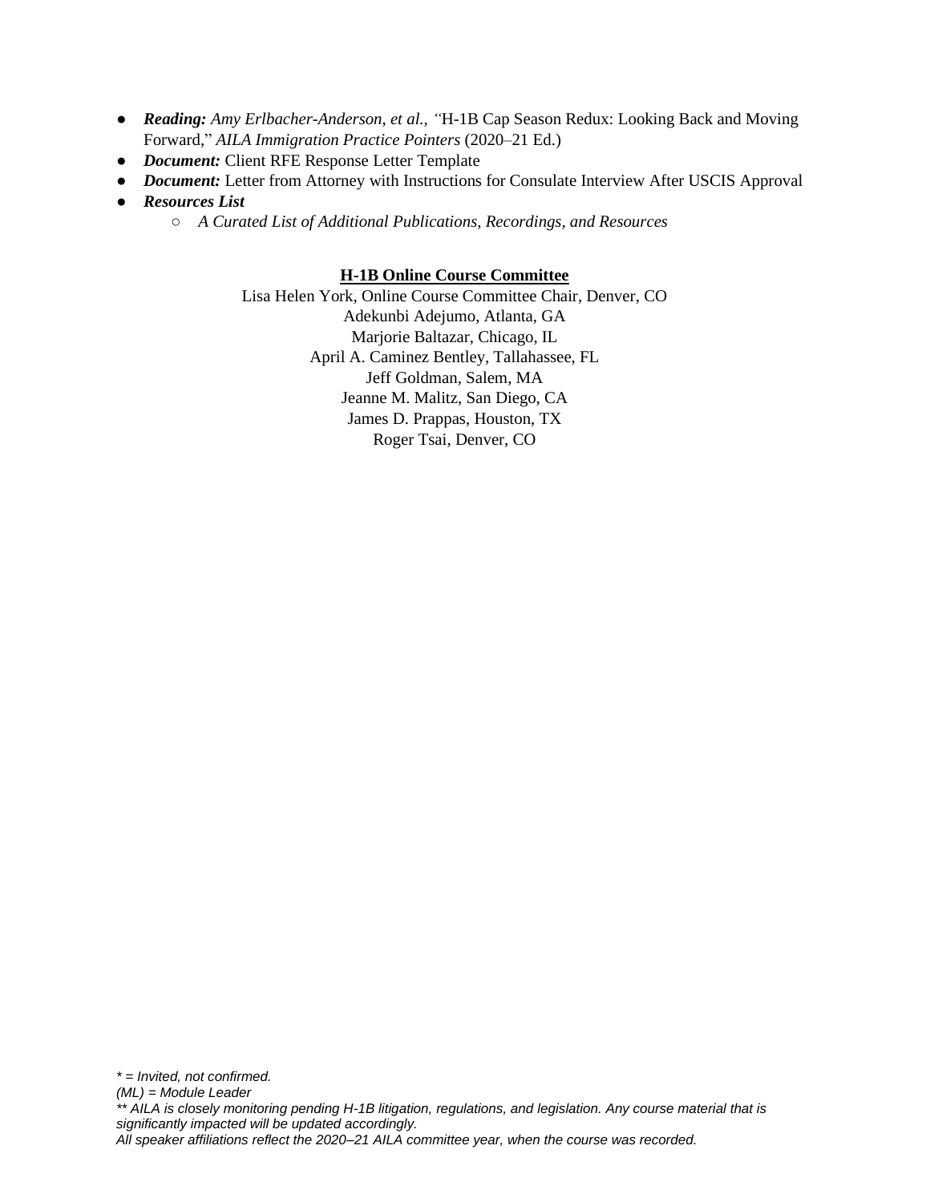- ***Reading:*** *Amy Erlbacher-Anderson, et al., "*H-1B Cap Season Redux: Looking Back and Moving Forward," *AILA Immigration Practice Pointers* (2020–21 Ed.)
- ***Document:*** Client RFE Response Letter Template
- ***Document:*** Letter from Attorney with Instructions for Consulate Interview After USCIS Approval
- ***Resources List***
  - *A Curated List of Additional Publications, Recordings, and Resources*

**H-1B Online Course Committee**

Lisa Helen York, Online Course Committee Chair, Denver, CO
Adekunbi Adejumo, Atlanta, GA
Marjorie Baltazar, Chicago, IL
April A. Caminez Bentley, Tallahassee, FL
Jeff Goldman, Salem, MA
Jeanne M. Malitz, San Diego, CA
James D. Prappas, Houston, TX
Roger Tsai, Denver, CO

*\* = Invited, not confirmed.*
*(ML) = Module Leader*
*\*\* AILA is closely monitoring pending H-1B litigation, regulations, and legislation. Any course material that is significantly impacted will be updated accordingly.*
*All speaker affiliations reflect the 2020–21 AILA committee year, when the course was recorded.*